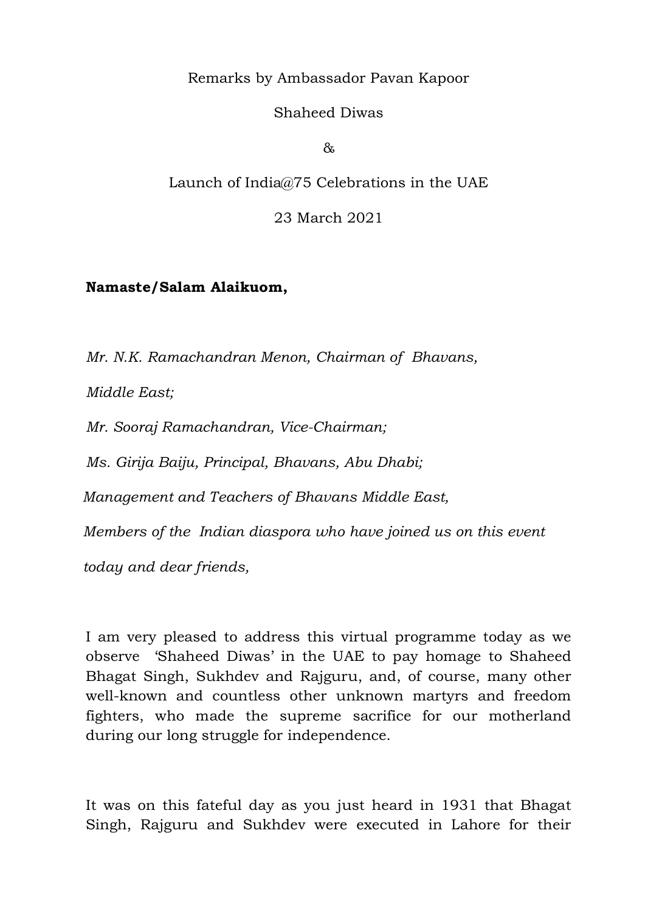Remarks by Ambassador Pavan Kapoor

Shaheed Diwas

&

Launch of India@75 Celebrations in the UAE

23 March 2021

**Namaste/Salam Alaikuom,**

*Mr. N.K. Ramachandran Menon, Chairman of Bhavans,*

*Middle East;*

*Mr. Sooraj Ramachandran, Vice-Chairman;*

*Ms. Girija Baiju, Principal, Bhavans, Abu Dhabi;*

*Management and Teachers of Bhavans Middle East,*

*Members of the Indian diaspora who have joined us on this event*

*today and dear friends,*

I am very pleased to address this virtual programme today as we observe 'Shaheed Diwas' in the UAE to pay homage to Shaheed Bhagat Singh, Sukhdev and Rajguru, and, of course, many other well-known and countless other unknown martyrs and freedom fighters, who made the supreme sacrifice for our motherland during our long struggle for independence.

It was on this fateful day as you just heard in 1931 that Bhagat Singh, Rajguru and Sukhdev were executed in Lahore for their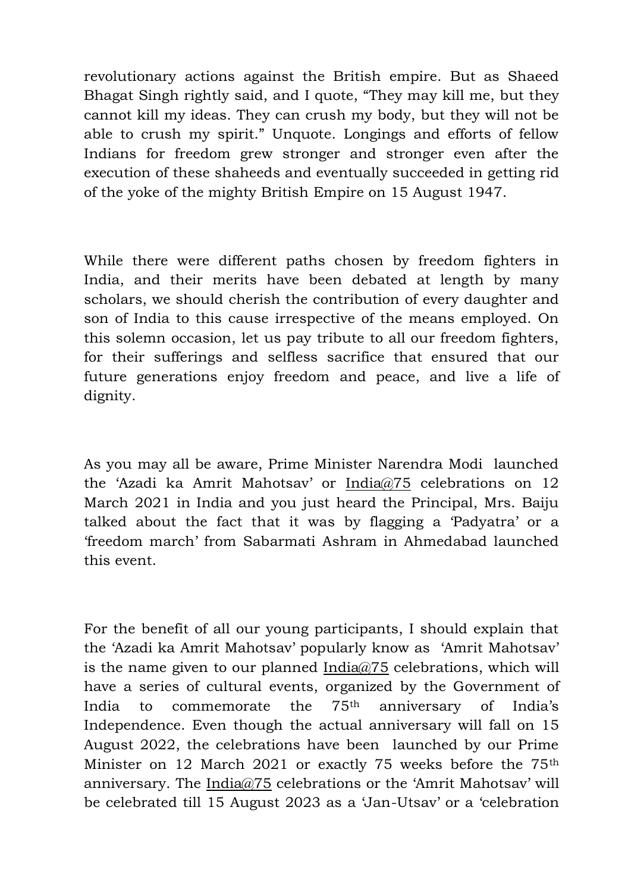revolutionary actions against the British empire. But as Shaeed Bhagat Singh rightly said, and I quote, "They may kill me, but they cannot kill my ideas. They can crush my body, but they will not be able to crush my spirit." Unquote. Longings and efforts of fellow Indians for freedom grew stronger and stronger even after the execution of these shaheeds and eventually succeeded in getting rid of the yoke of the mighty British Empire on 15 August 1947.

While there were different paths chosen by freedom fighters in India, and their merits have been debated at length by many scholars, we should cherish the contribution of every daughter and son of India to this cause irrespective of the means employed. On this solemn occasion, let us pay tribute to all our freedom fighters, for their sufferings and selfless sacrifice that ensured that our future generations enjoy freedom and peace, and live a life of dignity.

As you may all be aware, Prime Minister Narendra Modi launched the 'Azadi ka Amrit Mahotsav' or India@75 celebrations on 12 March 2021 in India and you just heard the Principal, Mrs. Baiju talked about the fact that it was by flagging a 'Padyatra' or a 'freedom march' from Sabarmati Ashram in Ahmedabad launched this event.

For the benefit of all our young participants, I should explain that the 'Azadi ka Amrit Mahotsav' popularly know as 'Amrit Mahotsav' is the name given to our planned India@75 celebrations, which will have a series of cultural events, organized by the Government of India to commemorate the 75th anniversary of India's Independence. Even though the actual anniversary will fall on 15 August 2022, the celebrations have been launched by our Prime Minister on 12 March 2021 or exactly 75 weeks before the 75th anniversary. The India@75 celebrations or the 'Amrit Mahotsav' will be celebrated till 15 August 2023 as a 'Jan-Utsav' or a 'celebration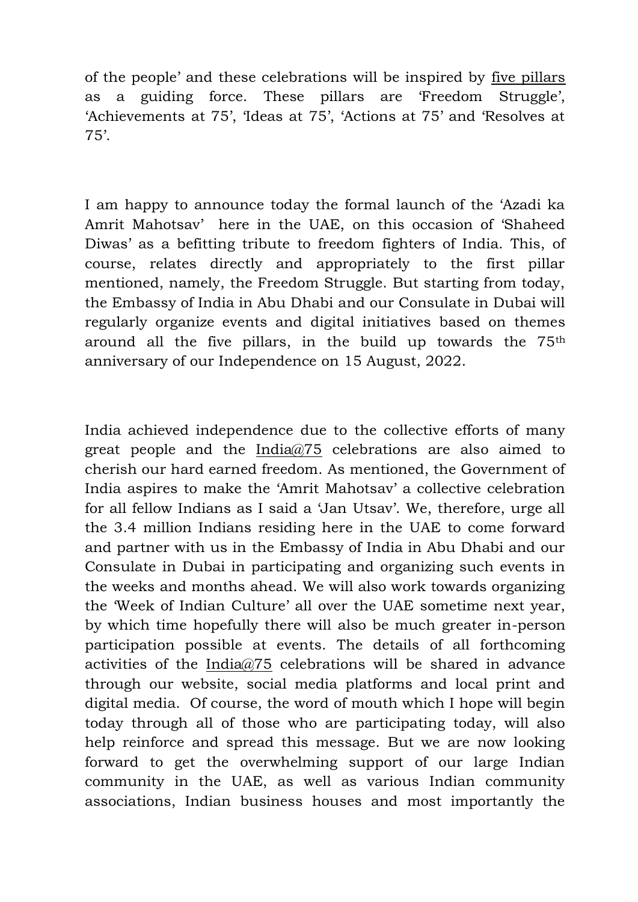of the people' and these celebrations will be inspired by five pillars as a guiding force. These pillars are 'Freedom Struggle', 'Achievements at 75', 'Ideas at 75', 'Actions at 75' and 'Resolves at 75'.

I am happy to announce today the formal launch of the 'Azadi ka Amrit Mahotsav' here in the UAE, on this occasion of 'Shaheed Diwas' as a befitting tribute to freedom fighters of India. This, of course, relates directly and appropriately to the first pillar mentioned, namely, the Freedom Struggle. But starting from today, the Embassy of India in Abu Dhabi and our Consulate in Dubai will regularly organize events and digital initiatives based on themes around all the five pillars, in the build up towards the 75th anniversary of our Independence on 15 August, 2022.

India achieved independence due to the collective efforts of many great people and the India@75 celebrations are also aimed to cherish our hard earned freedom. As mentioned, the Government of India aspires to make the 'Amrit Mahotsav' a collective celebration for all fellow Indians as I said a 'Jan Utsav'. We, therefore, urge all the 3.4 million Indians residing here in the UAE to come forward and partner with us in the Embassy of India in Abu Dhabi and our Consulate in Dubai in participating and organizing such events in the weeks and months ahead. We will also work towards organizing the 'Week of Indian Culture' all over the UAE sometime next year, by which time hopefully there will also be much greater in-person participation possible at events. The details of all forthcoming activities of the India@75 celebrations will be shared in advance through our website, social media platforms and local print and digital media. Of course, the word of mouth which I hope will begin today through all of those who are participating today, will also help reinforce and spread this message. But we are now looking forward to get the overwhelming support of our large Indian community in the UAE, as well as various Indian community associations, Indian business houses and most importantly the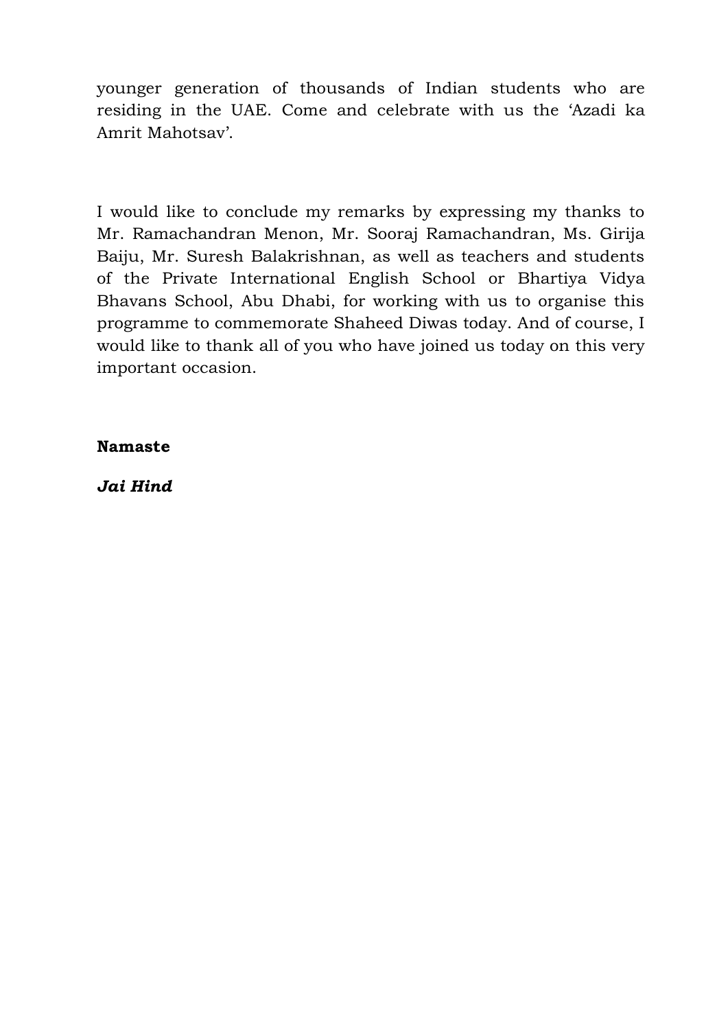younger generation of thousands of Indian students who are residing in the UAE. Come and celebrate with us the 'Azadi ka Amrit Mahotsav'.

I would like to conclude my remarks by expressing my thanks to Mr. Ramachandran Menon, Mr. Sooraj Ramachandran, Ms. Girija Baiju, Mr. Suresh Balakrishnan, as well as teachers and students of the Private International English School or Bhartiya Vidya Bhavans School, Abu Dhabi, for working with us to organise this programme to commemorate Shaheed Diwas today. And of course, I would like to thank all of you who have joined us today on this very important occasion.

**Namaste**

***Jai Hind***